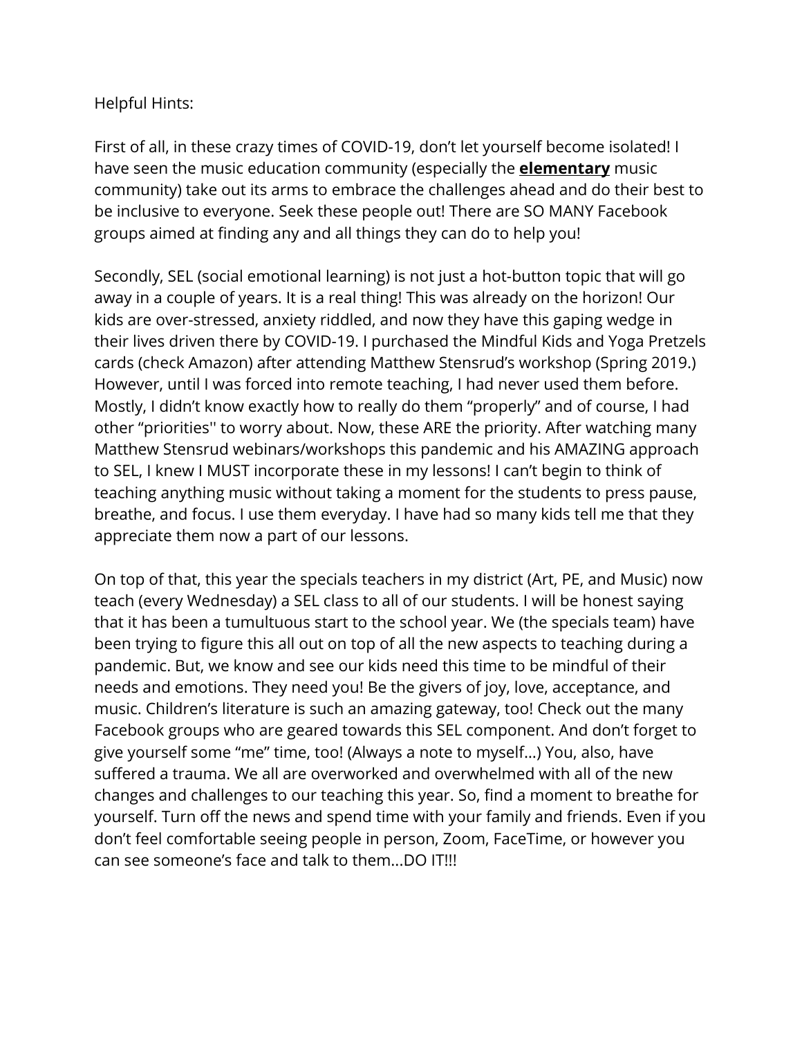Helpful Hints:

First of all, in these crazy times of COVID-19, don't let yourself become isolated! I have seen the music education community (especially the **elementary** music community) take out its arms to embrace the challenges ahead and do their best to be inclusive to everyone. Seek these people out! There are SO MANY Facebook groups aimed at finding any and all things they can do to help you!

Secondly, SEL (social emotional learning) is not just a hot-button topic that will go away in a couple of years. It is a real thing! This was already on the horizon! Our kids are over-stressed, anxiety riddled, and now they have this gaping wedge in their lives driven there by COVID-19. I purchased the Mindful Kids and Yoga Pretzels cards (check Amazon) after attending Matthew Stensrud's workshop (Spring 2019.) However, until I was forced into remote teaching, I had never used them before. Mostly, I didn't know exactly how to really do them "properly" and of course, I had other "priorities'' to worry about. Now, these ARE the priority. After watching many Matthew Stensrud webinars/workshops this pandemic and his AMAZING approach to SEL, I knew I MUST incorporate these in my lessons! I can't begin to think of teaching anything music without taking a moment for the students to press pause, breathe, and focus. I use them everyday. I have had so many kids tell me that they appreciate them now a part of our lessons.

On top of that, this year the specials teachers in my district (Art, PE, and Music) now teach (every Wednesday) a SEL class to all of our students. I will be honest saying that it has been a tumultuous start to the school year. We (the specials team) have been trying to figure this all out on top of all the new aspects to teaching during a pandemic. But, we know and see our kids need this time to be mindful of their needs and emotions. They need you! Be the givers of joy, love, acceptance, and music. Children's literature is such an amazing gateway, too! Check out the many Facebook groups who are geared towards this SEL component. And don't forget to give yourself some "me" time, too! (Always a note to myself...) You, also, have suffered a trauma. We all are overworked and overwhelmed with all of the new changes and challenges to our teaching this year. So, find a moment to breathe for yourself. Turn off the news and spend time with your family and friends. Even if you don't feel comfortable seeing people in person, Zoom, FaceTime, or however you can see someone's face and talk to them...DO IT!!!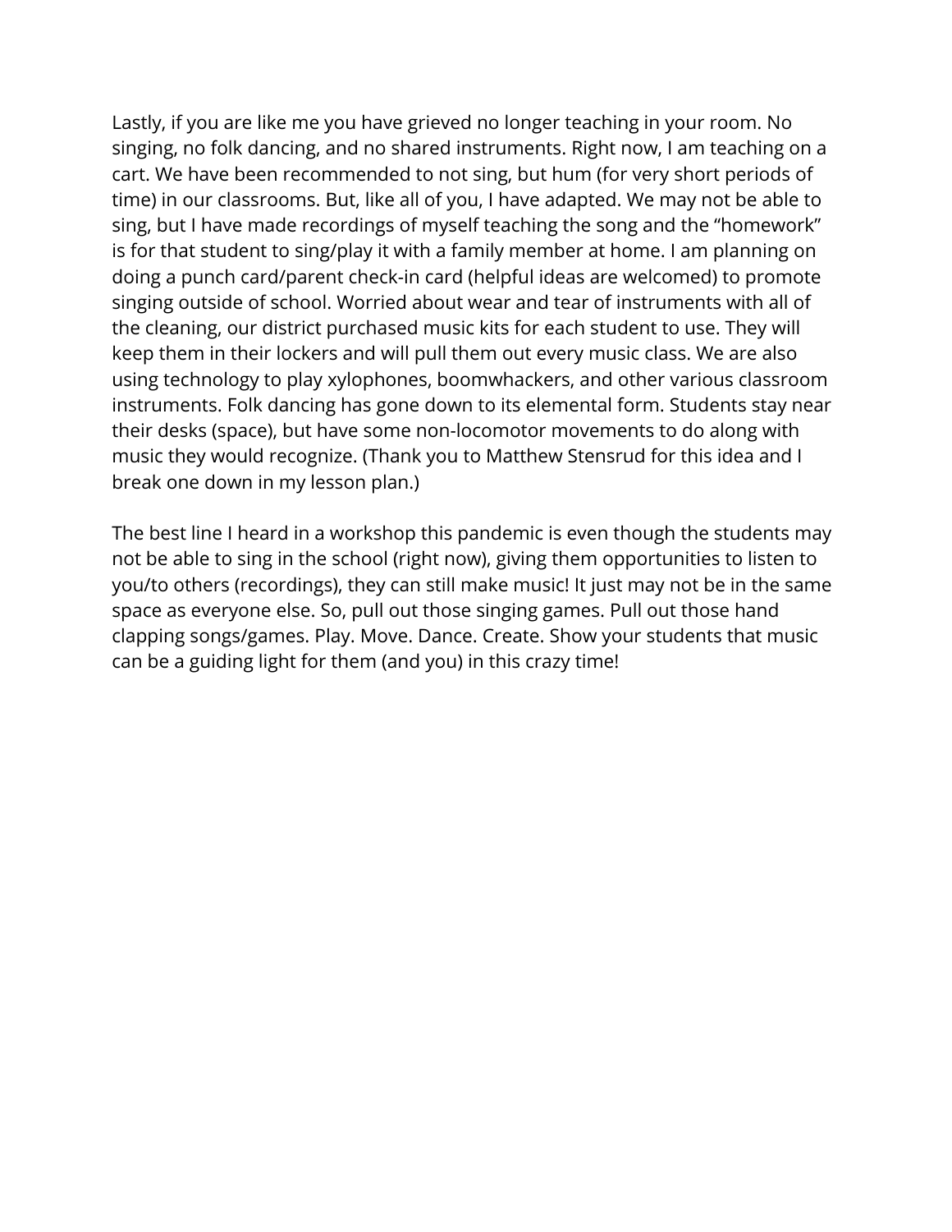Lastly, if you are like me you have grieved no longer teaching in your room. No singing, no folk dancing, and no shared instruments. Right now, I am teaching on a cart. We have been recommended to not sing, but hum (for very short periods of time) in our classrooms. But, like all of you, I have adapted. We may not be able to sing, but I have made recordings of myself teaching the song and the "homework" is for that student to sing/play it with a family member at home. I am planning on doing a punch card/parent check-in card (helpful ideas are welcomed) to promote singing outside of school. Worried about wear and tear of instruments with all of the cleaning, our district purchased music kits for each student to use. They will keep them in their lockers and will pull them out every music class. We are also using technology to play xylophones, boomwhackers, and other various classroom instruments. Folk dancing has gone down to its elemental form. Students stay near their desks (space), but have some non-locomotor movements to do along with music they would recognize. (Thank you to Matthew Stensrud for this idea and I break one down in my lesson plan.)

The best line I heard in a workshop this pandemic is even though the students may not be able to sing in the school (right now), giving them opportunities to listen to you/to others (recordings), they can still make music! It just may not be in the same space as everyone else. So, pull out those singing games. Pull out those hand clapping songs/games. Play. Move. Dance. Create. Show your students that music can be a guiding light for them (and you) in this crazy time!